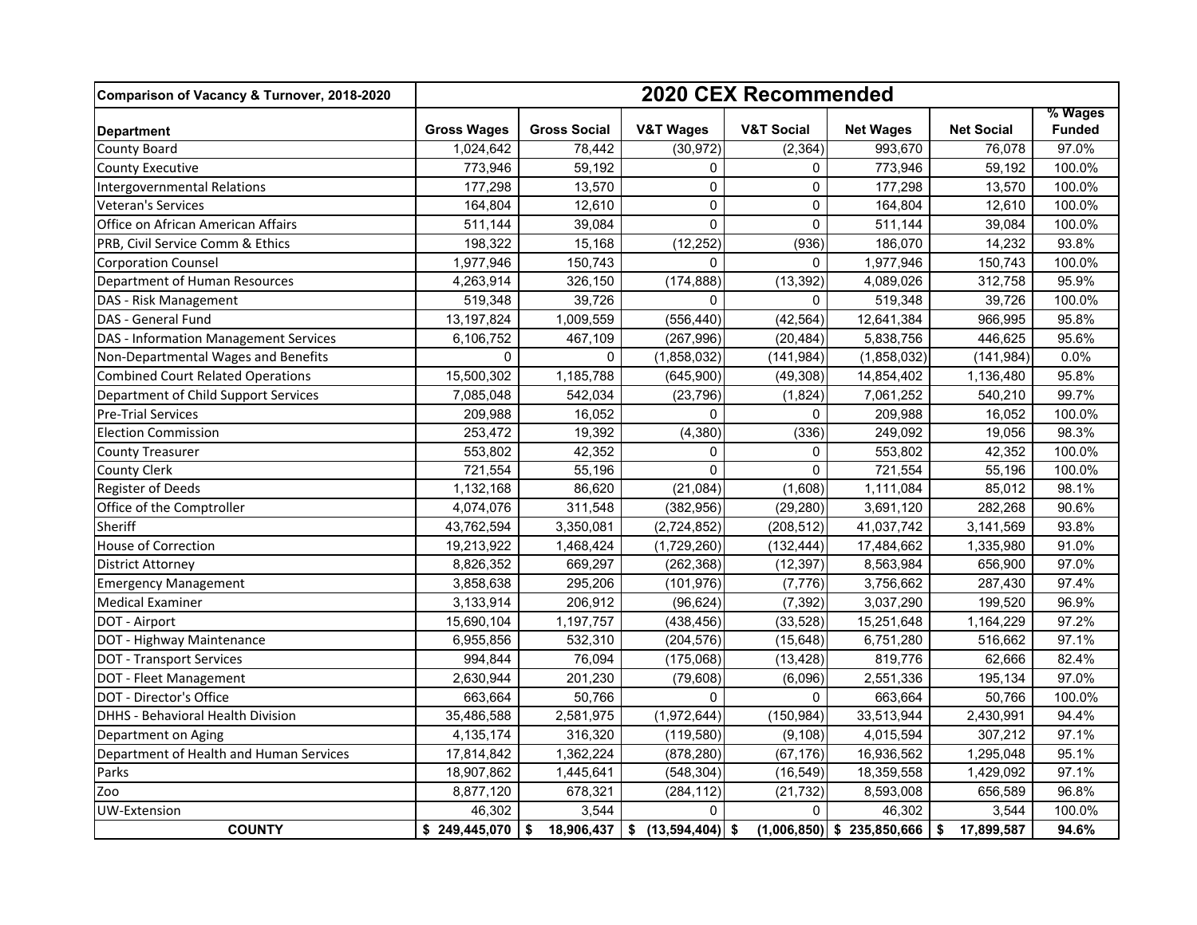| Comparison of Vacancy & Turnover, 2018-2020 | 2020 CEX Recommended | | | | | | |
|---|---|---|---|---|---|---|---|
| **Department** | **Gross Wages** | **Gross Social** | **V&T Wages** | **V&T Social** | **Net Wages** | **Net Social** | **% Wages Funded** |
| County Board | 1,024,642 | 78,442 | (30,972) | (2,364) | 993,670 | 76,078 | 97.0% |
| County Executive | 773,946 | 59,192 | 0 | 0 | 773,946 | 59,192 | 100.0% |
| Intergovernmental Relations | 177,298 | 13,570 | 0 | 0 | 177,298 | 13,570 | 100.0% |
| Veteran's Services | 164,804 | 12,610 | 0 | 0 | 164,804 | 12,610 | 100.0% |
| Office on African American Affairs | 511,144 | 39,084 | 0 | 0 | 511,144 | 39,084 | 100.0% |
| PRB, Civil Service Comm & Ethics | 198,322 | 15,168 | (12,252) | (936) | 186,070 | 14,232 | 93.8% |
| Corporation Counsel | 1,977,946 | 150,743 | 0 | 0 | 1,977,946 | 150,743 | 100.0% |
| Department of Human Resources | 4,263,914 | 326,150 | (174,888) | (13,392) | 4,089,026 | 312,758 | 95.9% |
| DAS - Risk Management | 519,348 | 39,726 | 0 | 0 | 519,348 | 39,726 | 100.0% |
| DAS - General Fund | 13,197,824 | 1,009,559 | (556,440) | (42,564) | 12,641,384 | 966,995 | 95.8% |
| DAS - Information Management Services | 6,106,752 | 467,109 | (267,996) | (20,484) | 5,838,756 | 446,625 | 95.6% |
| Non-Departmental Wages and Benefits | 0 | 0 | (1,858,032) | (141,984) | (1,858,032) | (141,984) | 0.0% |
| Combined Court Related Operations | 15,500,302 | 1,185,788 | (645,900) | (49,308) | 14,854,402 | 1,136,480 | 95.8% |
| Department of Child Support Services | 7,085,048 | 542,034 | (23,796) | (1,824) | 7,061,252 | 540,210 | 99.7% |
| Pre-Trial Services | 209,988 | 16,052 | 0 | 0 | 209,988 | 16,052 | 100.0% |
| Election Commission | 253,472 | 19,392 | (4,380) | (336) | 249,092 | 19,056 | 98.3% |
| County Treasurer | 553,802 | 42,352 | 0 | 0 | 553,802 | 42,352 | 100.0% |
| County Clerk | 721,554 | 55,196 | 0 | 0 | 721,554 | 55,196 | 100.0% |
| Register of Deeds | 1,132,168 | 86,620 | (21,084) | (1,608) | 1,111,084 | 85,012 | 98.1% |
| Office of the Comptroller | 4,074,076 | 311,548 | (382,956) | (29,280) | 3,691,120 | 282,268 | 90.6% |
| Sheriff | 43,762,594 | 3,350,081 | (2,724,852) | (208,512) | 41,037,742 | 3,141,569 | 93.8% |
| House of Correction | 19,213,922 | 1,468,424 | (1,729,260) | (132,444) | 17,484,662 | 1,335,980 | 91.0% |
| District Attorney | 8,826,352 | 669,297 | (262,368) | (12,397) | 8,563,984 | 656,900 | 97.0% |
| Emergency Management | 3,858,638 | 295,206 | (101,976) | (7,776) | 3,756,662 | 287,430 | 97.4% |
| Medical Examiner | 3,133,914 | 206,912 | (96,624) | (7,392) | 3,037,290 | 199,520 | 96.9% |
| DOT - Airport | 15,690,104 | 1,197,757 | (438,456) | (33,528) | 15,251,648 | 1,164,229 | 97.2% |
| DOT - Highway Maintenance | 6,955,856 | 532,310 | (204,576) | (15,648) | 6,751,280 | 516,662 | 97.1% |
| DOT - Transport Services | 994,844 | 76,094 | (175,068) | (13,428) | 819,776 | 62,666 | 82.4% |
| DOT - Fleet Management | 2,630,944 | 201,230 | (79,608) | (6,096) | 2,551,336 | 195,134 | 97.0% |
| DOT - Director's Office | 663,664 | 50,766 | 0 | 0 | 663,664 | 50,766 | 100.0% |
| DHHS - Behavioral Health Division | 35,486,588 | 2,581,975 | (1,972,644) | (150,984) | 33,513,944 | 2,430,991 | 94.4% |
| Department on Aging | 4,135,174 | 316,320 | (119,580) | (9,108) | 4,015,594 | 307,212 | 97.1% |
| Department of Health and Human Services | 17,814,842 | 1,362,224 | (878,280) | (67,176) | 16,936,562 | 1,295,048 | 95.1% |
| Parks | 18,907,862 | 1,445,641 | (548,304) | (16,549) | 18,359,558 | 1,429,092 | 97.1% |
| Zoo | 8,877,120 | 678,321 | (284,112) | (21,732) | 8,593,008 | 656,589 | 96.8% |
| UW-Extension | 46,302 | 3,544 | 0 | 0 | 46,302 | 3,544 | 100.0% |
| **COUNTY** | **$ 249,445,070** | **$ 18,906,437** | **$ (13,594,404)** | **$ (1,006,850)** | **$ 235,850,666** | **$ 17,899,587** | **94.6%** |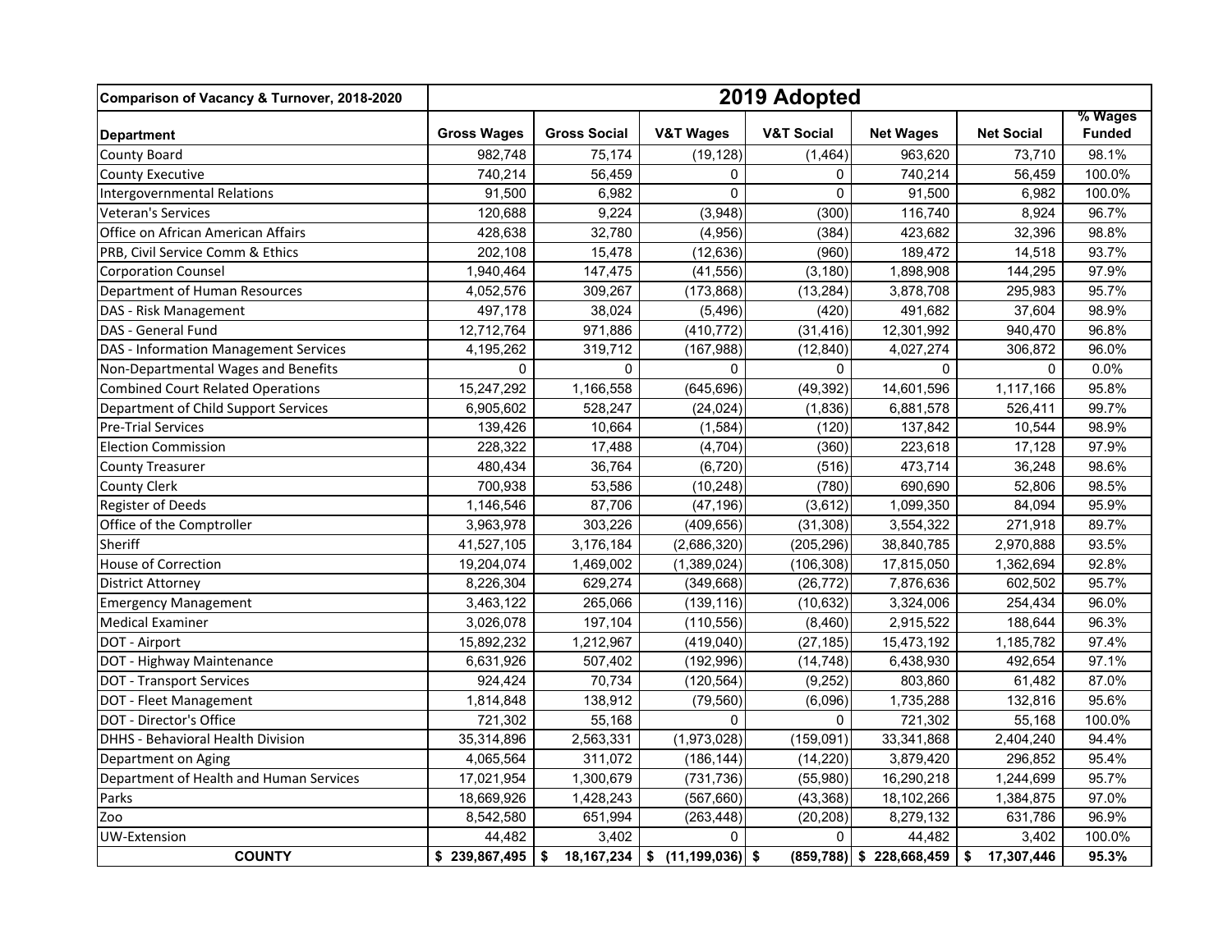| Comparison of Vacancy & Turnover, 2018-2020 | 2019 Adopted | | | | | | |
|---|---|---|---|---|---|---|---|
| **Department** | **Gross Wages** | **Gross Social** | **V&T Wages** | **V&T Social** | **Net Wages** | **Net Social** | **% Wages Funded** |
| County Board | 982,748 | 75,174 | (19,128) | (1,464) | 963,620 | 73,710 | 98.1% |
| County Executive | 740,214 | 56,459 | 0 | 0 | 740,214 | 56,459 | 100.0% |
| Intergovernmental Relations | 91,500 | 6,982 | 0 | 0 | 91,500 | 6,982 | 100.0% |
| Veteran's Services | 120,688 | 9,224 | (3,948) | (300) | 116,740 | 8,924 | 96.7% |
| Office on African American Affairs | 428,638 | 32,780 | (4,956) | (384) | 423,682 | 32,396 | 98.8% |
| PRB, Civil Service Comm & Ethics | 202,108 | 15,478 | (12,636) | (960) | 189,472 | 14,518 | 93.7% |
| Corporation Counsel | 1,940,464 | 147,475 | (41,556) | (3,180) | 1,898,908 | 144,295 | 97.9% |
| Department of Human Resources | 4,052,576 | 309,267 | (173,868) | (13,284) | 3,878,708 | 295,983 | 95.7% |
| DAS - Risk Management | 497,178 | 38,024 | (5,496) | (420) | 491,682 | 37,604 | 98.9% |
| DAS - General Fund | 12,712,764 | 971,886 | (410,772) | (31,416) | 12,301,992 | 940,470 | 96.8% |
| DAS - Information Management Services | 4,195,262 | 319,712 | (167,988) | (12,840) | 4,027,274 | 306,872 | 96.0% |
| Non-Departmental Wages and Benefits | 0 | 0 | 0 | 0 | 0 | 0 | 0.0% |
| Combined Court Related Operations | 15,247,292 | 1,166,558 | (645,696) | (49,392) | 14,601,596 | 1,117,166 | 95.8% |
| Department of Child Support Services | 6,905,602 | 528,247 | (24,024) | (1,836) | 6,881,578 | 526,411 | 99.7% |
| Pre-Trial Services | 139,426 | 10,664 | (1,584) | (120) | 137,842 | 10,544 | 98.9% |
| Election Commission | 228,322 | 17,488 | (4,704) | (360) | 223,618 | 17,128 | 97.9% |
| County Treasurer | 480,434 | 36,764 | (6,720) | (516) | 473,714 | 36,248 | 98.6% |
| County Clerk | 700,938 | 53,586 | (10,248) | (780) | 690,690 | 52,806 | 98.5% |
| Register of Deeds | 1,146,546 | 87,706 | (47,196) | (3,612) | 1,099,350 | 84,094 | 95.9% |
| Office of the Comptroller | 3,963,978 | 303,226 | (409,656) | (31,308) | 3,554,322 | 271,918 | 89.7% |
| Sheriff | 41,527,105 | 3,176,184 | (2,686,320) | (205,296) | 38,840,785 | 2,970,888 | 93.5% |
| House of Correction | 19,204,074 | 1,469,002 | (1,389,024) | (106,308) | 17,815,050 | 1,362,694 | 92.8% |
| District Attorney | 8,226,304 | 629,274 | (349,668) | (26,772) | 7,876,636 | 602,502 | 95.7% |
| Emergency Management | 3,463,122 | 265,066 | (139,116) | (10,632) | 3,324,006 | 254,434 | 96.0% |
| Medical Examiner | 3,026,078 | 197,104 | (110,556) | (8,460) | 2,915,522 | 188,644 | 96.3% |
| DOT - Airport | 15,892,232 | 1,212,967 | (419,040) | (27,185) | 15,473,192 | 1,185,782 | 97.4% |
| DOT - Highway Maintenance | 6,631,926 | 507,402 | (192,996) | (14,748) | 6,438,930 | 492,654 | 97.1% |
| DOT - Transport Services | 924,424 | 70,734 | (120,564) | (9,252) | 803,860 | 61,482 | 87.0% |
| DOT - Fleet Management | 1,814,848 | 138,912 | (79,560) | (6,096) | 1,735,288 | 132,816 | 95.6% |
| DOT - Director's Office | 721,302 | 55,168 | 0 | 0 | 721,302 | 55,168 | 100.0% |
| DHHS - Behavioral Health Division | 35,314,896 | 2,563,331 | (1,973,028) | (159,091) | 33,341,868 | 2,404,240 | 94.4% |
| Department on Aging | 4,065,564 | 311,072 | (186,144) | (14,220) | 3,879,420 | 296,852 | 95.4% |
| Department of Health and Human Services | 17,021,954 | 1,300,679 | (731,736) | (55,980) | 16,290,218 | 1,244,699 | 95.7% |
| Parks | 18,669,926 | 1,428,243 | (567,660) | (43,368) | 18,102,266 | 1,384,875 | 97.0% |
| Zoo | 8,542,580 | 651,994 | (263,448) | (20,208) | 8,279,132 | 631,786 | 96.9% |
| UW-Extension | 44,482 | 3,402 | 0 | 0 | 44,482 | 3,402 | 100.0% |
| **COUNTY** | **$ 239,867,495** | **$ 18,167,234** | **$ (11,199,036)** | **$ (859,788)** | **$ 228,668,459** | **$ 17,307,446** | **95.3%** |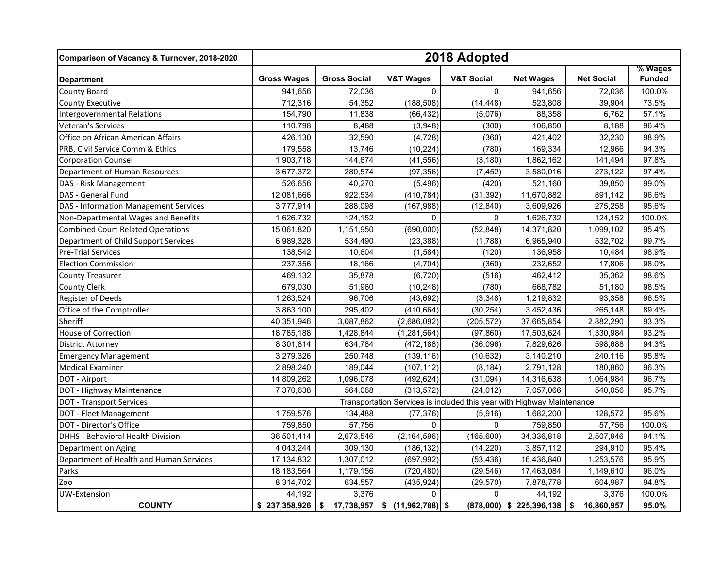| Comparison of Vacancy & Turnover, 2018-2020 | 2018 Adopted | | | | | | |
|---|---|---|---|---|---|---|---|
| Department | Gross Wages | Gross Social | V&T Wages | V&T Social | Net Wages | Net Social | % Wages Funded |
| County Board | 941,656 | 72,036 | 0 | 0 | 941,656 | 72,036 | 100.0% |
| County Executive | 712,316 | 54,352 | (188,508) | (14,448) | 523,808 | 39,904 | 73.5% |
| Intergovernmental Relations | 154,790 | 11,838 | (66,432) | (5,076) | 88,358 | 6,762 | 57.1% |
| Veteran's Services | 110,798 | 8,488 | (3,948) | (300) | 106,850 | 8,188 | 96.4% |
| Office on African American Affairs | 426,130 | 32,590 | (4,728) | (360) | 421,402 | 32,230 | 98.9% |
| PRB, Civil Service Comm & Ethics | 179,558 | 13,746 | (10,224) | (780) | 169,334 | 12,966 | 94.3% |
| Corporation Counsel | 1,903,718 | 144,674 | (41,556) | (3,180) | 1,862,162 | 141,494 | 97.8% |
| Department of Human Resources | 3,677,372 | 280,574 | (97,356) | (7,452) | 3,580,016 | 273,122 | 97.4% |
| DAS - Risk Management | 526,656 | 40,270 | (5,496) | (420) | 521,160 | 39,850 | 99.0% |
| DAS - General Fund | 12,081,666 | 922,534 | (410,784) | (31,392) | 11,670,882 | 891,142 | 96.6% |
| DAS - Information Management Services | 3,777,914 | 288,098 | (167,988) | (12,840) | 3,609,926 | 275,258 | 95.6% |
| Non-Departmental Wages and Benefits | 1,626,732 | 124,152 | 0 | 0 | 1,626,732 | 124,152 | 100.0% |
| Combined Court Related Operations | 15,061,820 | 1,151,950 | (690,000) | (52,848) | 14,371,820 | 1,099,102 | 95.4% |
| Department of Child Support Services | 6,989,328 | 534,490 | (23,388) | (1,788) | 6,965,940 | 532,702 | 99.7% |
| Pre-Trial Services | 138,542 | 10,604 | (1,584) | (120) | 136,958 | 10,484 | 98.9% |
| Election Commission | 237,356 | 18,166 | (4,704) | (360) | 232,652 | 17,806 | 98.0% |
| County Treasurer | 469,132 | 35,878 | (6,720) | (516) | 462,412 | 35,362 | 98.6% |
| County Clerk | 679,030 | 51,960 | (10,248) | (780) | 668,782 | 51,180 | 98.5% |
| Register of Deeds | 1,263,524 | 96,706 | (43,692) | (3,348) | 1,219,832 | 93,358 | 96.5% |
| Office of the Comptroller | 3,863,100 | 295,402 | (410,664) | (30,254) | 3,452,436 | 265,148 | 89.4% |
| Sheriff | 40,351,946 | 3,087,862 | (2,686,092) | (205,572) | 37,665,854 | 2,882,290 | 93.3% |
| House of Correction | 18,785,188 | 1,428,844 | (1,281,564) | (97,860) | 17,503,624 | 1,330,984 | 93.2% |
| District Attorney | 8,301,814 | 634,784 | (472,188) | (36,096) | 7,829,626 | 598,688 | 94.3% |
| Emergency Management | 3,279,326 | 250,748 | (139,116) | (10,632) | 3,140,210 | 240,116 | 95.8% |
| Medical Examiner | 2,898,240 | 189,044 | (107,112) | (8,184) | 2,791,128 | 180,860 | 96.3% |
| DOT - Airport | 14,809,262 | 1,096,078 | (492,624) | (31,094) | 14,316,638 | 1,064,984 | 96.7% |
| DOT - Highway Maintenance | 7,370,638 | 564,068 | (313,572) | (24,012) | 7,057,066 | 540,056 | 95.7% |
| DOT - Transport Services | Transportation Services is included this year with Highway Maintenance | | | | | | |
| DOT - Fleet Management | 1,759,576 | 134,488 | (77,376) | (5,916) | 1,682,200 | 128,572 | 95.6% |
| DOT - Director's Office | 759,850 | 57,756 | 0 | 0 | 759,850 | 57,756 | 100.0% |
| DHHS - Behavioral Health Division | 36,501,414 | 2,673,546 | (2,164,596) | (165,600) | 34,336,818 | 2,507,946 | 94.1% |
| Department on Aging | 4,043,244 | 309,130 | (186,132) | (14,220) | 3,857,112 | 294,910 | 95.4% |
| Department of Health and Human Services | 17,134,832 | 1,307,012 | (697,992) | (53,436) | 16,436,840 | 1,253,576 | 95.9% |
| Parks | 18,183,564 | 1,179,156 | (720,480) | (29,546) | 17,463,084 | 1,149,610 | 96.0% |
| Zoo | 8,314,702 | 634,557 | (435,924) | (29,570) | 7,878,778 | 604,987 | 94.8% |
| UW-Extension | 44,192 | 3,376 | 0 | 0 | 44,192 | 3,376 | 100.0% |
| **COUNTY** | **$ 237,358,926** | **$ 17,738,957** | **$ (11,962,788)** | **$ (878,000)** | **$ 225,396,138** | **$ 16,860,957** | **95.0%** |